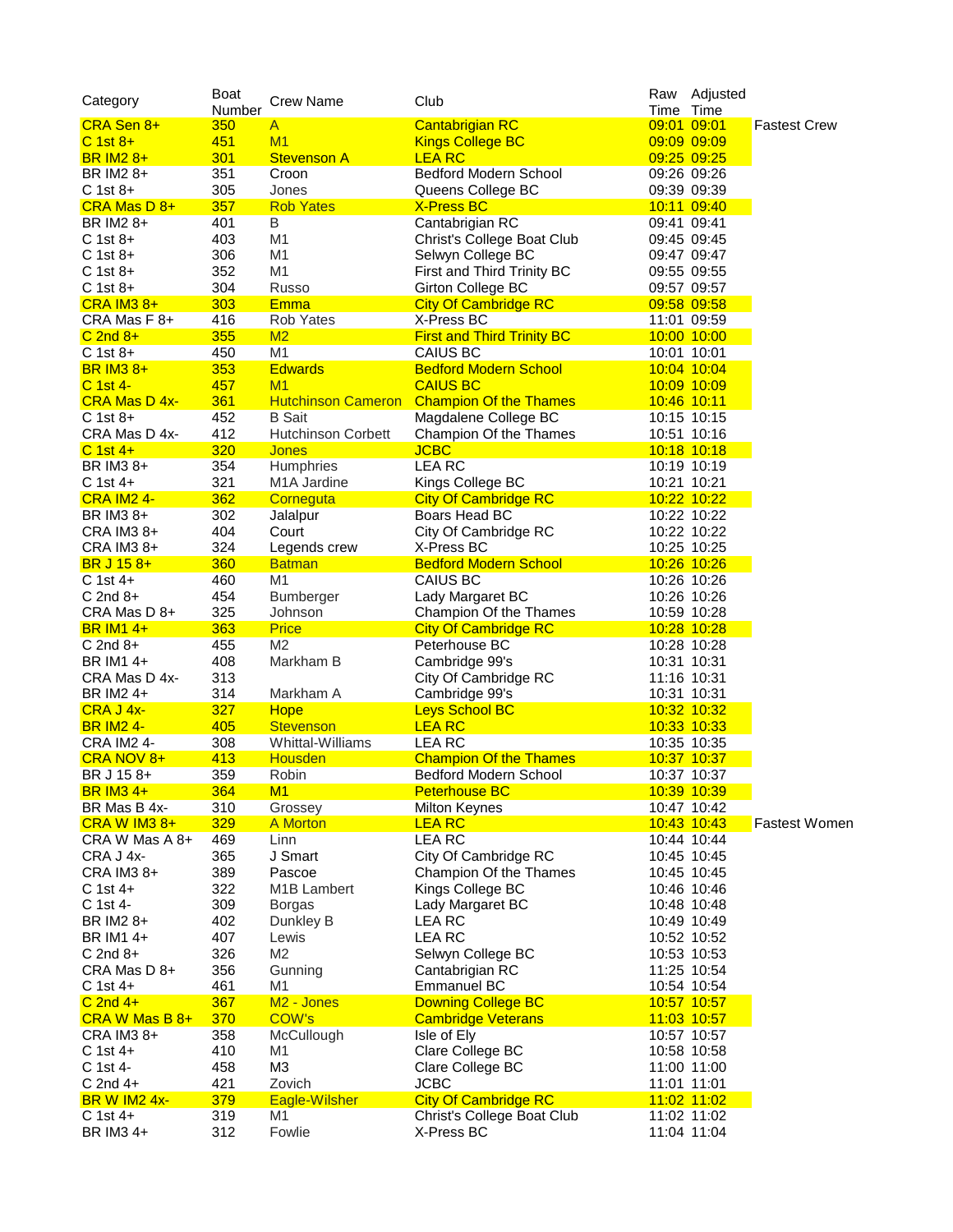| Category | Boat Number | Crew Name | Club | Raw Time | Adjusted Time | |
|---|---|---|---|---|---|---|
| CRA Sen 8+ | 350 | A | Cantabrigian RC | 09:01 | 09:01 | Fastest Crew |
| C 1st 8+ | 451 | M1 | Kings College BC | 09:09 | 09:09 | |
| BR IM2 8+ | 301 | Stevenson A | LEA RC | 09:25 | 09:25 | |
| BR IM2 8+ | 351 | Croon | Bedford Modern School | 09:26 | 09:26 | |
| C 1st 8+ | 305 | Jones | Queens College BC | 09:39 | 09:39 | |
| CRA Mas D 8+ | 357 | Rob Yates | X-Press BC | 10:11 | 09:40 | |
| BR IM2 8+ | 401 | B | Cantabrigian RC | 09:41 | 09:41 | |
| C 1st 8+ | 403 | M1 | Christ's College Boat Club | 09:45 | 09:45 | |
| C 1st 8+ | 306 | M1 | Selwyn College BC | 09:47 | 09:47 | |
| C 1st 8+ | 352 | M1 | First and Third Trinity BC | 09:55 | 09:55 | |
| C 1st 8+ | 304 | Russo | Girton College BC | 09:57 | 09:57 | |
| CRA IM3 8+ | 303 | Emma | City Of Cambridge RC | 09:58 | 09:58 | |
| CRA Mas F 8+ | 416 | Rob Yates | X-Press BC | 11:01 | 09:59 | |
| C 2nd 8+ | 355 | M2 | First and Third Trinity BC | 10:00 | 10:00 | |
| C 1st 8+ | 450 | M1 | CAIUS BC | 10:01 | 10:01 | |
| BR IM3 8+ | 353 | Edwards | Bedford Modern School | 10:04 | 10:04 | |
| C 1st 4- | 457 | M1 | CAIUS BC | 10:09 | 10:09 | |
| CRA Mas D 4x- | 361 | Hutchinson Cameron | Champion Of the Thames | 10:46 | 10:11 | |
| C 1st 8+ | 452 | B Sait | Magdalene College BC | 10:15 | 10:15 | |
| CRA Mas D 4x- | 412 | Hutchinson Corbett | Champion Of the Thames | 10:51 | 10:16 | |
| C 1st 4+ | 320 | Jones | JCBC | 10:18 | 10:18 | |
| BR IM3 8+ | 354 | Humphries | LEA RC | 10:19 | 10:19 | |
| C 1st 4+ | 321 | M1A Jardine | Kings College BC | 10:21 | 10:21 | |
| CRA IM2 4- | 362 | Corneguta | City Of Cambridge RC | 10:22 | 10:22 | |
| BR IM3 8+ | 302 | Jalalpur | Boars Head BC | 10:22 | 10:22 | |
| CRA IM3 8+ | 404 | Court | City Of Cambridge RC | 10:22 | 10:22 | |
| CRA IM3 8+ | 324 | Legends crew | X-Press BC | 10:25 | 10:25 | |
| BR J 15 8+ | 360 | Batman | Bedford Modern School | 10:26 | 10:26 | |
| C 1st 4+ | 460 | M1 | CAIUS BC | 10:26 | 10:26 | |
| C 2nd 8+ | 454 | Bumberger | Lady Margaret BC | 10:26 | 10:26 | |
| CRA Mas D 8+ | 325 | Johnson | Champion Of the Thames | 10:59 | 10:28 | |
| BR IM1 4+ | 363 | Price | City Of Cambridge RC | 10:28 | 10:28 | |
| C 2nd 8+ | 455 | M2 | Peterhouse BC | 10:28 | 10:28 | |
| BR IM1 4+ | 408 | Markham B | Cambridge 99's | 10:31 | 10:31 | |
| CRA Mas D 4x- | 313 | | City Of Cambridge RC | 11:16 | 10:31 | |
| BR IM2 4+ | 314 | Markham A | Cambridge 99's | 10:31 | 10:31 | |
| CRA J 4x- | 327 | Hope | Leys School BC | 10:32 | 10:32 | |
| BR IM2 4- | 405 | Stevenson | LEA RC | 10:33 | 10:33 | |
| CRA IM2 4- | 308 | Whittal-Williams | LEA RC | 10:35 | 10:35 | |
| CRA NOV 8+ | 413 | Housden | Champion Of the Thames | 10:37 | 10:37 | |
| BR J 15 8+ | 359 | Robin | Bedford Modern School | 10:37 | 10:37 | |
| BR IM3 4+ | 364 | M1 | Peterhouse BC | 10:39 | 10:39 | |
| BR Mas B 4x- | 310 | Grossey | Milton Keynes | 10:47 | 10:42 | |
| CRA W IM3 8+ | 329 | A Morton | LEA RC | 10:43 | 10:43 | Fastest Women |
| CRA W Mas A 8+ | 469 | Linn | LEA RC | 10:44 | 10:44 | |
| CRA J 4x- | 365 | J Smart | City Of Cambridge RC | 10:45 | 10:45 | |
| CRA IM3 8+ | 389 | Pascoe | Champion Of the Thames | 10:45 | 10:45 | |
| C 1st 4+ | 322 | M1B Lambert | Kings College BC | 10:46 | 10:46 | |
| C 1st 4- | 309 | Borgas | Lady Margaret BC | 10:48 | 10:48 | |
| BR IM2 8+ | 402 | Dunkley B | LEA RC | 10:49 | 10:49 | |
| BR IM1 4+ | 407 | Lewis | LEA RC | 10:52 | 10:52 | |
| C 2nd 8+ | 326 | M2 | Selwyn College BC | 10:53 | 10:53 | |
| CRA Mas D 8+ | 356 | Gunning | Cantabrigian RC | 11:25 | 10:54 | |
| C 1st 4+ | 461 | M1 | Emmanuel BC | 10:54 | 10:54 | |
| C 2nd 4+ | 367 | M2 - Jones | Downing College BC | 10:57 | 10:57 | |
| CRA W Mas B 8+ | 370 | COW's | Cambridge Veterans | 11:03 | 10:57 | |
| CRA IM3 8+ | 358 | McCullough | Isle of Ely | 10:57 | 10:57 | |
| C 1st 4+ | 410 | M1 | Clare College BC | 10:58 | 10:58 | |
| C 1st 4- | 458 | M3 | Clare College BC | 11:00 | 11:00 | |
| C 2nd 4+ | 421 | Zovich | JCBC | 11:01 | 11:01 | |
| BR W IM2 4x- | 379 | Eagle-Wilsher | City Of Cambridge RC | 11:02 | 11:02 | |
| C 1st 4+ | 319 | M1 | Christ's College Boat Club | 11:02 | 11:02 | |
| BR IM3 4+ | 312 | Fowlie | X-Press BC | 11:04 | 11:04 | |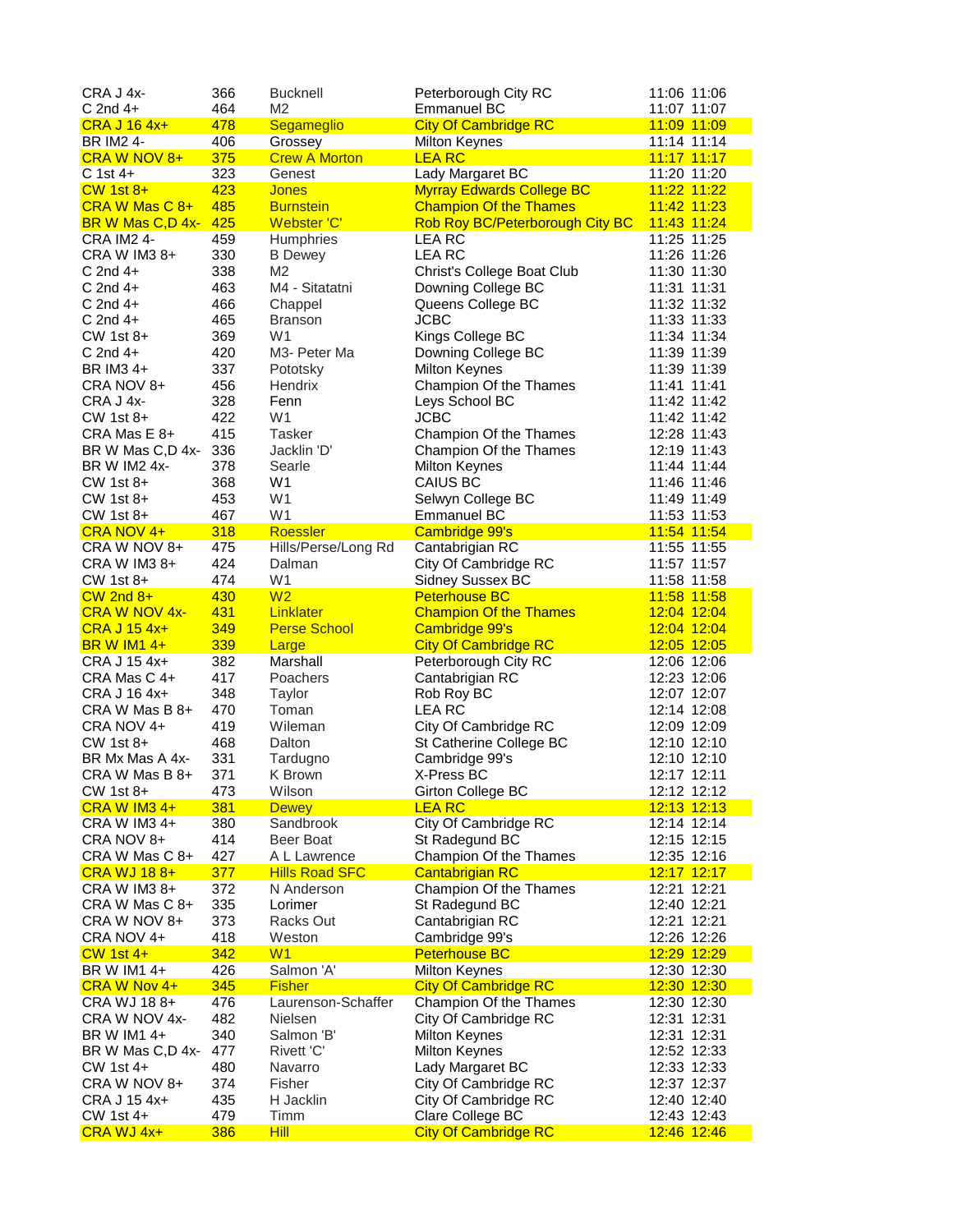| | | | | | |
|---|---|---|---|---|---|
| CRA J 4x- | 366 | Bucknell | Peterborough City RC | 11:06 | 11:06 |
| C 2nd 4+ | 464 | M2 | Emmanuel BC | 11:07 | 11:07 |
| CRA J 16 4x+ | 478 | Segameglio | City Of Cambridge RC | 11:09 | 11:09 |
| BR IM2 4- | 406 | Grossey | Milton Keynes | 11:14 | 11:14 |
| CRA W NOV 8+ | 375 | Crew A Morton | LEA RC | 11:17 | 11:17 |
| C 1st 4+ | 323 | Genest | Lady Margaret BC | 11:20 | 11:20 |
| CW 1st 8+ | 423 | Jones | Myrray Edwards College BC | 11:22 | 11:22 |
| CRA W Mas C 8+ | 485 | Burnstein | Champion Of the Thames | 11:42 | 11:23 |
| BR W Mas C,D 4x- | 425 | Webster 'C' | Rob Roy BC/Peterborough City BC | 11:43 | 11:24 |
| CRA IM2 4- | 459 | Humphries | LEA RC | 11:25 | 11:25 |
| CRA W IM3 8+ | 330 | B Dewey | LEA RC | 11:26 | 11:26 |
| C 2nd 4+ | 338 | M2 | Christ's College Boat Club | 11:30 | 11:30 |
| C 2nd 4+ | 463 | M4 - Sitatatni | Downing College BC | 11:31 | 11:31 |
| C 2nd 4+ | 466 | Chappel | Queens College BC | 11:32 | 11:32 |
| C 2nd 4+ | 465 | Branson | JCBC | 11:33 | 11:33 |
| CW 1st 8+ | 369 | W1 | Kings College BC | 11:34 | 11:34 |
| C 2nd 4+ | 420 | M3- Peter Ma | Downing College BC | 11:39 | 11:39 |
| BR IM3 4+ | 337 | Pototsky | Milton Keynes | 11:39 | 11:39 |
| CRA NOV 8+ | 456 | Hendrix | Champion Of the Thames | 11:41 | 11:41 |
| CRA J 4x- | 328 | Fenn | Leys School BC | 11:42 | 11:42 |
| CW 1st 8+ | 422 | W1 | JCBC | 11:42 | 11:42 |
| CRA Mas E 8+ | 415 | Tasker | Champion Of the Thames | 12:28 | 11:43 |
| BR W Mas C,D 4x- | 336 | Jacklin 'D' | Champion Of the Thames | 12:19 | 11:43 |
| BR W IM2 4x- | 378 | Searle | Milton Keynes | 11:44 | 11:44 |
| CW 1st 8+ | 368 | W1 | CAIUS BC | 11:46 | 11:46 |
| CW 1st 8+ | 453 | W1 | Selwyn College BC | 11:49 | 11:49 |
| CW 1st 8+ | 467 | W1 | Emmanuel BC | 11:53 | 11:53 |
| CRA NOV 4+ | 318 | Roessler | Cambridge 99's | 11:54 | 11:54 |
| CRA W NOV 8+ | 475 | Hills/Perse/Long Rd | Cantabrigian RC | 11:55 | 11:55 |
| CRA W IM3 8+ | 424 | Dalman | City Of Cambridge RC | 11:57 | 11:57 |
| CW 1st 8+ | 474 | W1 | Sidney Sussex BC | 11:58 | 11:58 |
| CW 2nd 8+ | 430 | W2 | Peterhouse BC | 11:58 | 11:58 |
| CRA W NOV 4x- | 431 | Linklater | Champion Of the Thames | 12:04 | 12:04 |
| CRA J 15 4x+ | 349 | Perse School | Cambridge 99's | 12:04 | 12:04 |
| BR W IM1 4+ | 339 | Large | City Of Cambridge RC | 12:05 | 12:05 |
| CRA J 15 4x+ | 382 | Marshall | Peterborough City RC | 12:06 | 12:06 |
| CRA Mas C 4+ | 417 | Poachers | Cantabrigian RC | 12:23 | 12:06 |
| CRA J 16 4x+ | 348 | Taylor | Rob Roy BC | 12:07 | 12:07 |
| CRA W Mas B 8+ | 470 | Toman | LEA RC | 12:14 | 12:08 |
| CRA NOV 4+ | 419 | Wileman | City Of Cambridge RC | 12:09 | 12:09 |
| CW 1st 8+ | 468 | Dalton | St Catherine College BC | 12:10 | 12:10 |
| BR Mx Mas A 4x- | 331 | Tardugno | Cambridge 99's | 12:10 | 12:10 |
| CRA W Mas B 8+ | 371 | K Brown | X-Press BC | 12:17 | 12:11 |
| CW 1st 8+ | 473 | Wilson | Girton College BC | 12:12 | 12:12 |
| CRA W IM3 4+ | 381 | Dewey | LEA RC | 12:13 | 12:13 |
| CRA W IM3 4+ | 380 | Sandbrook | City Of Cambridge RC | 12:14 | 12:14 |
| CRA NOV 8+ | 414 | Beer Boat | St Radegund BC | 12:15 | 12:15 |
| CRA W Mas C 8+ | 427 | A L Lawrence | Champion Of the Thames | 12:35 | 12:16 |
| CRA WJ 18 8+ | 377 | Hills Road SFC | Cantabrigian RC | 12:17 | 12:17 |
| CRA W IM3 8+ | 372 | N Anderson | Champion Of the Thames | 12:21 | 12:21 |
| CRA W Mas C 8+ | 335 | Lorimer | St Radegund BC | 12:40 | 12:21 |
| CRA W NOV 8+ | 373 | Racks Out | Cantabrigian RC | 12:21 | 12:21 |
| CRA NOV 4+ | 418 | Weston | Cambridge 99's | 12:26 | 12:26 |
| CW 1st 4+ | 342 | W1 | Peterhouse BC | 12:29 | 12:29 |
| BR W IM1 4+ | 426 | Salmon 'A' | Milton Keynes | 12:30 | 12:30 |
| CRA W Nov 4+ | 345 | Fisher | City Of Cambridge RC | 12:30 | 12:30 |
| CRA WJ 18 8+ | 476 | Laurenson-Schaffer | Champion Of the Thames | 12:30 | 12:30 |
| CRA W NOV 4x- | 482 | Nielsen | City Of Cambridge RC | 12:31 | 12:31 |
| BR W IM1 4+ | 340 | Salmon 'B' | Milton Keynes | 12:31 | 12:31 |
| BR W Mas C,D 4x- | 477 | Rivett 'C' | Milton Keynes | 12:52 | 12:33 |
| CW 1st 4+ | 480 | Navarro | Lady Margaret BC | 12:33 | 12:33 |
| CRA W NOV 8+ | 374 | Fisher | City Of Cambridge RC | 12:37 | 12:37 |
| CRA J 15 4x+ | 435 | H Jacklin | City Of Cambridge RC | 12:40 | 12:40 |
| CW 1st 4+ | 479 | Timm | Clare College BC | 12:43 | 12:43 |
| CRA WJ 4x+ | 386 | Hill | City Of Cambridge RC | 12:46 | 12:46 |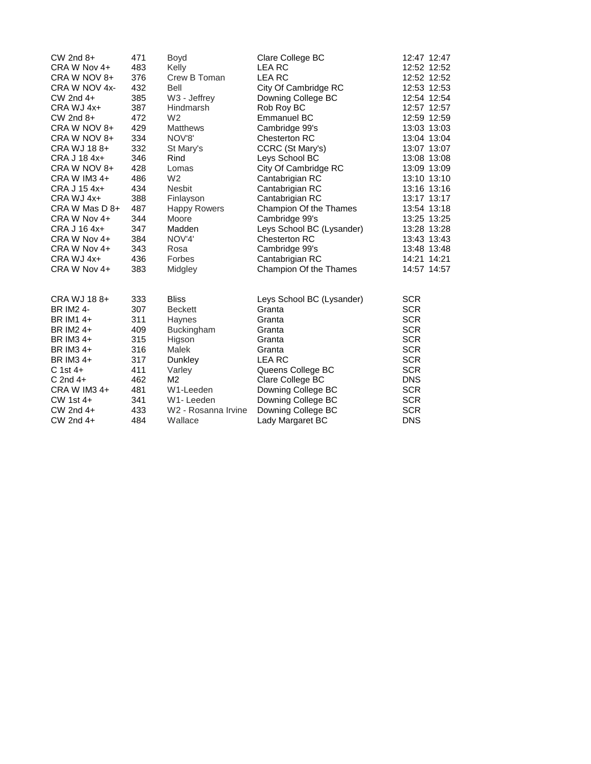| | | | | | |
|---|---|---|---|---|---|
| CW 2nd 8+ | 471 | Boyd | Clare College BC | 12:47 | 12:47 |
| CRA W Nov 4+ | 483 | Kelly | LEA RC | 12:52 | 12:52 |
| CRA W NOV 8+ | 376 | Crew B Toman | LEA RC | 12:52 | 12:52 |
| CRA W NOV 4x- | 432 | Bell | City Of Cambridge RC | 12:53 | 12:53 |
| CW 2nd 4+ | 385 | W3 - Jeffrey | Downing College BC | 12:54 | 12:54 |
| CRA WJ 4x+ | 387 | Hindmarsh | Rob Roy BC | 12:57 | 12:57 |
| CW 2nd 8+ | 472 | W2 | Emmanuel BC | 12:59 | 12:59 |
| CRA W NOV 8+ | 429 | Matthews | Cambridge 99's | 13:03 | 13:03 |
| CRA W NOV 8+ | 334 | NOV'8' | Chesterton RC | 13:04 | 13:04 |
| CRA WJ 18 8+ | 332 | St Mary's | CCRC (St Mary's) | 13:07 | 13:07 |
| CRA J 18 4x+ | 346 | Rind | Leys School BC | 13:08 | 13:08 |
| CRA W NOV 8+ | 428 | Lomas | City Of Cambridge RC | 13:09 | 13:09 |
| CRA W IM3 4+ | 486 | W2 | Cantabrigian RC | 13:10 | 13:10 |
| CRA J 15 4x+ | 434 | Nesbit | Cantabrigian RC | 13:16 | 13:16 |
| CRA WJ 4x+ | 388 | Finlayson | Cantabrigian RC | 13:17 | 13:17 |
| CRA W Mas D 8+ | 487 | Happy Rowers | Champion Of the Thames | 13:54 | 13:18 |
| CRA W Nov 4+ | 344 | Moore | Cambridge 99's | 13:25 | 13:25 |
| CRA J 16 4x+ | 347 | Madden | Leys School BC (Lysander) | 13:28 | 13:28 |
| CRA W Nov 4+ | 384 | NOV'4' | Chesterton RC | 13:43 | 13:43 |
| CRA W Nov 4+ | 343 | Rosa | Cambridge 99's | 13:48 | 13:48 |
| CRA WJ 4x+ | 436 | Forbes | Cantabrigian RC | 14:21 | 14:21 |
| CRA W Nov 4+ | 383 | Midgley | Champion Of the Thames | 14:57 | 14:57 |

| | | | | |
|---|---|---|---|---|
| CRA WJ 18 8+ | 333 | Bliss | Leys School BC (Lysander) | SCR |
| BR IM2 4- | 307 | Beckett | Granta | SCR |
| BR IM1 4+ | 311 | Haynes | Granta | SCR |
| BR IM2 4+ | 409 | Buckingham | Granta | SCR |
| BR IM3 4+ | 315 | Higson | Granta | SCR |
| BR IM3 4+ | 316 | Malek | Granta | SCR |
| BR IM3 4+ | 317 | Dunkley | LEA RC | SCR |
| C 1st 4+ | 411 | Varley | Queens College BC | SCR |
| C 2nd 4+ | 462 | M2 | Clare College BC | DNS |
| CRA W IM3 4+ | 481 | W1-Leeden | Downing College BC | SCR |
| CW 1st 4+ | 341 | W1- Leeden | Downing College BC | SCR |
| CW 2nd 4+ | 433 | W2 - Rosanna Irvine | Downing College BC | SCR |
| CW 2nd 4+ | 484 | Wallace | Lady Margaret BC | DNS |